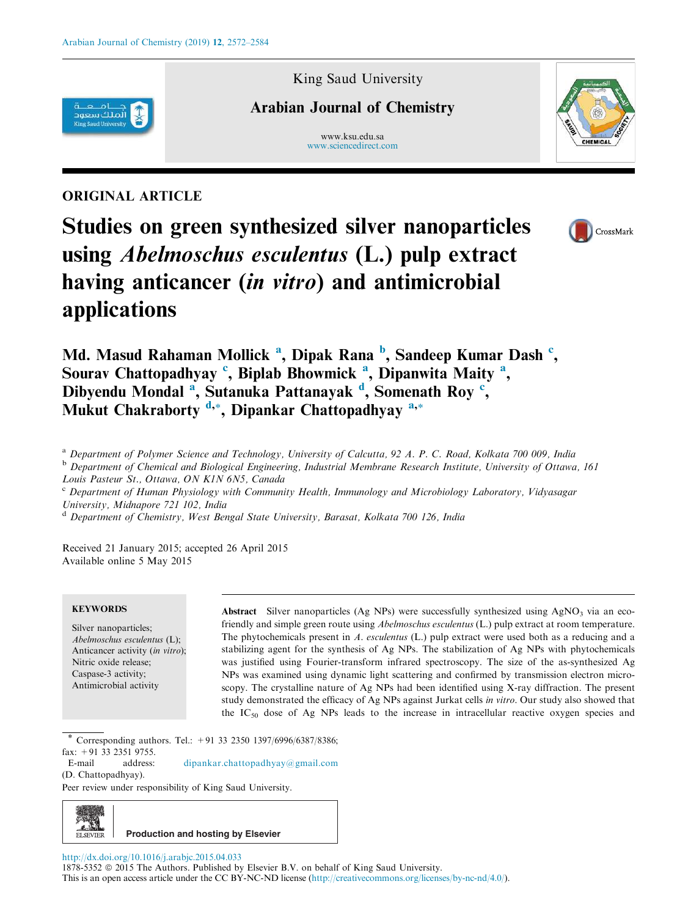ORIGINAL ARTICLE

# Studies on green synthesized silver nanoparticles using *Abelmoschus esculentus* (L.) pulp extract having anticancer (*in vitro*) and antimicrobial applications

**Md. Masud Rahaman Mollick [a], Dipak Rana [b], Sandeep Kumar Dash [c], Sourav Chattopadhyay [c], Biplab Bhowmick [a], Dipanwita Maity [a], Dibyendu Mondal [a], Sutanuka Pattanayak [d], Somenath Roy [c], Mukut Chakraborty [d,*], Dipankar Chattopadhyay [a,*]**

[a] Department of Polymer Science and Technology, University of Calcutta, 92 A. P. C. Road, Kolkata 700 009, India

[b] Department of Chemical and Biological Engineering, Industrial Membrane Research Institute, University of Ottawa, 161 Louis Pasteur St., Ottawa, ON K1N 6N5, Canada

[c] Department of Human Physiology with Community Health, Immunology and Microbiology Laboratory, Vidyasagar University, Midnapore 721 102, India

[d] Department of Chemistry, West Bengal State University, Barasat, Kolkata 700 126, India

Received 21 January 2015; accepted 26 April 2015
Available online 5 May 2015

**KEYWORDS**

Silver nanoparticles;
*Abelmoschus esculentus* (L);
Anticancer activity (*in vitro*);
Nitric oxide release;
Caspase-3 activity;
Antimicrobial activity

**Abstract** Silver nanoparticles (Ag NPs) were successfully synthesized using $AgNO_3$ via an eco-friendly and simple green route using *Abelmoschus esculentus* (L.) pulp extract at room temperature. The phytochemicals present in *A. esculentus* (L.) pulp extract were used both as a reducing and a stabilizing agent for the synthesis of Ag NPs. The stabilization of Ag NPs with phytochemicals was justified using Fourier-transform infrared spectroscopy. The size of the as-synthesized Ag NPs was examined using dynamic light scattering and confirmed by transmission electron microscopy. The crystalline nature of Ag NPs had been identified using X-ray diffraction. The present study demonstrated the efficacy of Ag NPs against Jurkat cells *in vitro*. Our study also showed that the $IC_{50}$ dose of Ag NPs leads to the increase in intracellular reactive oxygen species and

* Corresponding authors. Tel.: +91 33 2350 1397/6996/6387/8386; fax: +91 33 2351 9755.
E-mail address: dipankar.chattopadhyay@gmail.com (D. Chattopadhyay).

Peer review under responsibility of King Saud University.

Production and hosting by Elsevier

http://dx.doi.org/10.1016/j.arabjc.2015.04.033
1878-5352 © 2015 The Authors. Published by Elsevier B.V. on behalf of King Saud University.
This is an open access article under the CC BY-NC-ND license (http://creativecommons.org/licenses/by-nc-nd/4.0/).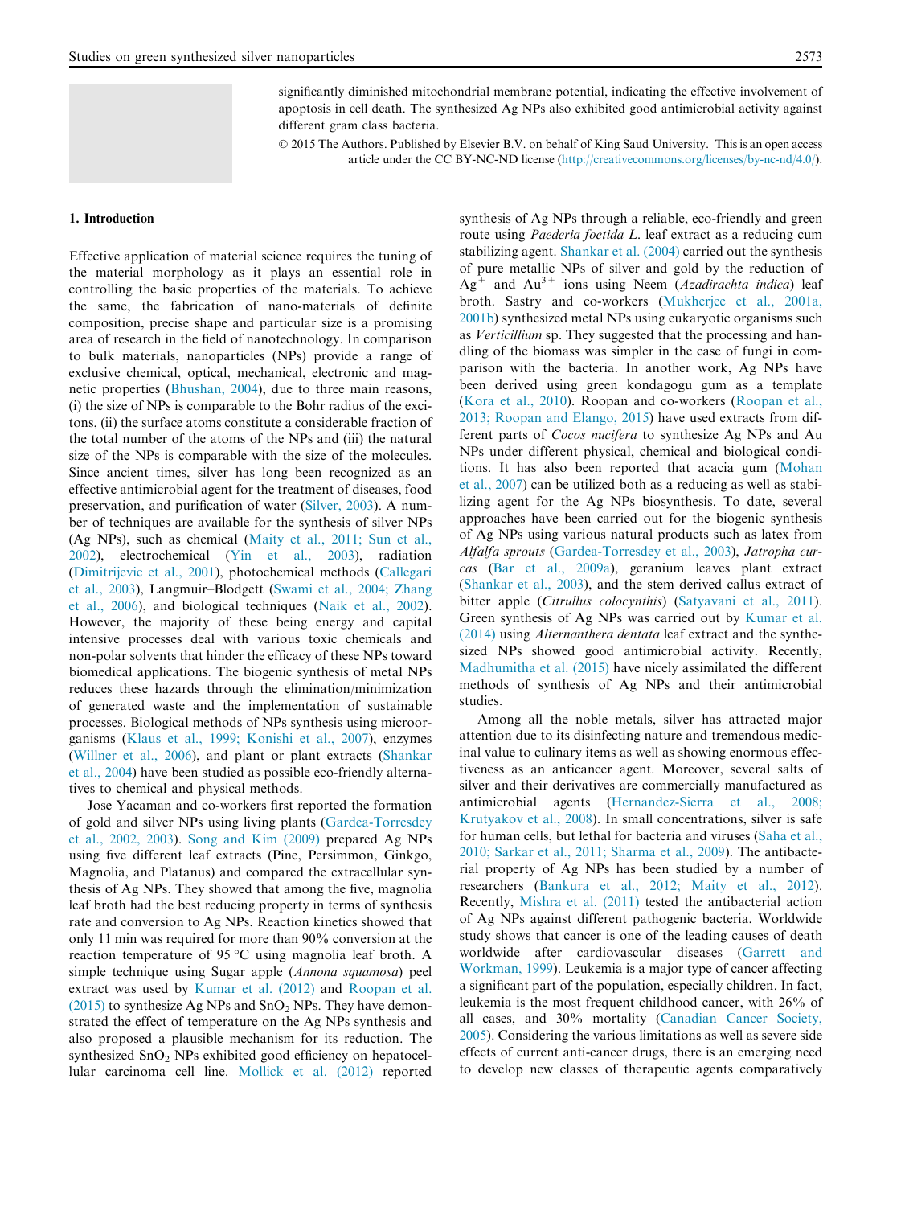significantly diminished mitochondrial membrane potential, indicating the effective involvement of apoptosis in cell death. The synthesized Ag NPs also exhibited good antimicrobial activity against different gram class bacteria.

© 2015 The Authors. Published by Elsevier B.V. on behalf of King Saud University. This is an open access article under the CC BY-NC-ND license (http://creativecommons.org/licenses/by-nc-nd/4.0/).

## 1. Introduction

Effective application of material science requires the tuning of the material morphology as it plays an essential role in controlling the basic properties of the materials. To achieve the same, the fabrication of nano-materials of definite composition, precise shape and particular size is a promising area of research in the field of nanotechnology. In comparison to bulk materials, nanoparticles (NPs) provide a range of exclusive chemical, optical, mechanical, electronic and magnetic properties (Bhushan, 2004), due to three main reasons, (i) the size of NPs is comparable to the Bohr radius of the excitons, (ii) the surface atoms constitute a considerable fraction of the total number of the atoms of the NPs and (iii) the natural size of the NPs is comparable with the size of the molecules. Since ancient times, silver has long been recognized as an effective antimicrobial agent for the treatment of diseases, food preservation, and purification of water (Silver, 2003). A number of techniques are available for the synthesis of silver NPs (Ag NPs), such as chemical (Maity et al., 2011; Sun et al., 2002), electrochemical (Yin et al., 2003), radiation (Dimitrijevic et al., 2001), photochemical methods (Callegari et al., 2003), Langmuir–Blodgett (Swami et al., 2004; Zhang et al., 2006), and biological techniques (Naik et al., 2002). However, the majority of these being energy and capital intensive processes deal with various toxic chemicals and non-polar solvents that hinder the efficacy of these NPs toward biomedical applications. The biogenic synthesis of metal NPs reduces these hazards through the elimination/minimization of generated waste and the implementation of sustainable processes. Biological methods of NPs synthesis using microorganisms (Klaus et al., 1999; Konishi et al., 2007), enzymes (Willner et al., 2006), and plant or plant extracts (Shankar et al., 2004) have been studied as possible eco-friendly alternatives to chemical and physical methods.

Jose Yacaman and co-workers first reported the formation of gold and silver NPs using living plants (Gardea-Torresdey et al., 2002, 2003). Song and Kim (2009) prepared Ag NPs using five different leaf extracts (Pine, Persimmon, Ginkgo, Magnolia, and Platanus) and compared the extracellular synthesis of Ag NPs. They showed that among the five, magnolia leaf broth had the best reducing property in terms of synthesis rate and conversion to Ag NPs. Reaction kinetics showed that only 11 min was required for more than 90% conversion at the reaction temperature of 95 °C using magnolia leaf broth. A simple technique using Sugar apple (*Annona squamosa*) peel extract was used by Kumar et al. (2012) and Roopan et al. (2015) to synthesize Ag NPs and $SnO_2$ NPs. They have demonstrated the effect of temperature on the Ag NPs synthesis and also proposed a plausible mechanism for its reduction. The synthesized $SnO_2$ NPs exhibited good efficiency on hepatocellular carcinoma cell line. Mollick et al. (2012) reported synthesis of Ag NPs through a reliable, eco-friendly and green route using *Paederia foetida L.* leaf extract as a reducing cum stabilizing agent. Shankar et al. (2004) carried out the synthesis of pure metallic NPs of silver and gold by the reduction of $Ag^{+}$ and $Au^{3+}$ ions using Neem (*Azadirachta indica*) leaf broth. Sastry and co-workers (Mukherjee et al., 2001a, 2001b) synthesized metal NPs using eukaryotic organisms such as *Verticillium* sp. They suggested that the processing and handling of the biomass was simpler in the case of fungi in comparison with the bacteria. In another work, Ag NPs have been derived using green kondagogu gum as a template (Kora et al., 2010). Roopan and co-workers (Roopan et al., 2013; Roopan and Elango, 2015) have used extracts from different parts of *Cocos nucifera* to synthesize Ag NPs and Au NPs under different physical, chemical and biological conditions. It has also been reported that acacia gum (Mohan et al., 2007) can be utilized both as a reducing as well as stabilizing agent for the Ag NPs biosynthesis. To date, several approaches have been carried out for the biogenic synthesis of Ag NPs using various natural products such as latex from *Alfalfa sprouts* (Gardea-Torresdey et al., 2003), *Jatropha curcas* (Bar et al., 2009a), geranium leaves plant extract (Shankar et al., 2003), and the stem derived callus extract of bitter apple (*Citrullus colocynthis*) (Satyavani et al., 2011). Green synthesis of Ag NPs was carried out by Kumar et al. (2014) using *Alternanthera dentata* leaf extract and the synthesized NPs showed good antimicrobial activity. Recently, Madhumitha et al. (2015) have nicely assimilated the different methods of synthesis of Ag NPs and their antimicrobial studies.

Among all the noble metals, silver has attracted major attention due to its disinfecting nature and tremendous medicinal value to culinary items as well as showing enormous effectiveness as an anticancer agent. Moreover, several salts of silver and their derivatives are commercially manufactured as antimicrobial agents (Hernandez-Sierra et al., 2008; Krutyakov et al., 2008). In small concentrations, silver is safe for human cells, but lethal for bacteria and viruses (Saha et al., 2010; Sarkar et al., 2011; Sharma et al., 2009). The antibacterial property of Ag NPs has been studied by a number of researchers (Bankura et al., 2012; Maity et al., 2012). Recently, Mishra et al. (2011) tested the antibacterial action of Ag NPs against different pathogenic bacteria. Worldwide study shows that cancer is one of the leading causes of death worldwide after cardiovascular diseases (Garrett and Workman, 1999). Leukemia is a major type of cancer affecting a significant part of the population, especially children. In fact, leukemia is the most frequent childhood cancer, with 26% of all cases, and 30% mortality (Canadian Cancer Society, 2005). Considering the various limitations as well as severe side effects of current anti-cancer drugs, there is an emerging need to develop new classes of therapeutic agents comparatively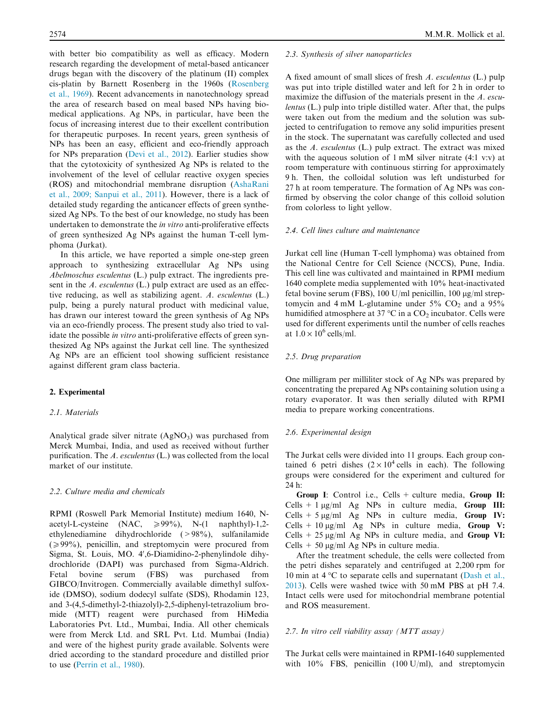with better bio compatibility as well as efficacy. Modern research regarding the development of metal-based anticancer drugs began with the discovery of the platinum (II) complex cis-platin by Barnett Rosenberg in the 1960s (Rosenberg et al., 1969). Recent advancements in nanotechnology spread the area of research based on meal based NPs having biomedical applications. Ag NPs, in particular, have been the focus of increasing interest due to their excellent contribution for therapeutic purposes. In recent years, green synthesis of NPs has been an easy, efficient and eco-friendly approach for NPs preparation (Devi et al., 2012). Earlier studies show that the cytotoxicity of synthesized Ag NPs is related to the involvement of the level of cellular reactive oxygen species (ROS) and mitochondrial membrane disruption (AshaRani et al., 2009; Sanpui et al., 2011). However, there is a lack of detailed study regarding the anticancer effects of green synthesized Ag NPs. To the best of our knowledge, no study has been undertaken to demonstrate the *in vitro* anti-proliferative effects of green synthesized Ag NPs against the human T-cell lymphoma (Jurkat).

In this article, we have reported a simple one-step green approach to synthesizing extracellular Ag NPs using *Abelmoschus esculentus* (L.) pulp extract. The ingredients present in the *A. esculentus* (L.) pulp extract are used as an effective reducing, as well as stabilizing agent. *A. esculentus* (L.) pulp, being a purely natural product with medicinal value, has drawn our interest toward the green synthesis of Ag NPs via an eco-friendly process. The present study also tried to validate the possible *in vitro* anti-proliferative effects of green synthesized Ag NPs against the Jurkat cell line. The synthesized Ag NPs are an efficient tool showing sufficient resistance against different gram class bacteria.

## 2. Experimental

### 2.1. Materials

Analytical grade silver nitrate ($AgNO_3$) was purchased from Merck Mumbai, India, and used as received without further purification. The *A. esculentus* (L.) was collected from the local market of our institute.

### 2.2. Culture media and chemicals

RPMI (Roswell Park Memorial Institute) medium 1640, N-acetyl-L-cysteine (NAC, ⩾99%), N-(1 naphthyl)-1,2-ethylenediamine dihydrochloride (>98%), sulfanilamide (⩾99%), penicillin, and streptomycin were procured from Sigma, St. Louis, MO. 4′,6-Diamidino-2-phenylindole dihydrochloride (DAPI) was purchased from Sigma-Aldrich. Fetal bovine serum (FBS) was purchased from GIBCO/Invitrogen. Commercially available dimethyl sulfoxide (DMSO), sodium dodecyl sulfate (SDS), Rhodamin 123, and 3-(4,5-dimethyl-2-thiazolyl)-2,5-diphenyl-tetrazolium bromide (MTT) reagent were purchased from HiMedia Laboratories Pvt. Ltd., Mumbai, India. All other chemicals were from Merck Ltd. and SRL Pvt. Ltd. Mumbai (India) and were of the highest purity grade available. Solvents were dried according to the standard procedure and distilled prior to use (Perrin et al., 1980).

### 2.3. Synthesis of silver nanoparticles

A fixed amount of small slices of fresh *A. esculentus* (L.) pulp was put into triple distilled water and left for 2 h in order to maximize the diffusion of the materials present in the *A. esculentus* (L.) pulp into triple distilled water. After that, the pulps were taken out from the medium and the solution was subjected to centrifugation to remove any solid impurities present in the stock. The supernatant was carefully collected and used as the *A. esculentus* (L.) pulp extract. The extract was mixed with the aqueous solution of 1 mM silver nitrate (4:1 v:v) at room temperature with continuous stirring for approximately 9 h. Then, the colloidal solution was left undisturbed for 27 h at room temperature. The formation of Ag NPs was confirmed by observing the color change of this colloid solution from colorless to light yellow.

### 2.4. Cell lines culture and maintenance

Jurkat cell line (Human T-cell lymphoma) was obtained from the National Centre for Cell Science (NCCS), Pune, India. This cell line was cultivated and maintained in RPMI medium 1640 complete media supplemented with 10% heat-inactivated fetal bovine serum (FBS), 100 U/ml penicillin, 100 μg/ml streptomycin and 4 mM L-glutamine under 5% $CO_2$ and a 95% humidified atmosphere at 37 °C in a $CO_2$ incubator. Cells were used for different experiments until the number of cells reaches at $1.0 \times 10^6$ cells/ml.

### 2.5. Drug preparation

One milligram per milliliter stock of Ag NPs was prepared by concentrating the prepared Ag NPs containing solution using a rotary evaporator. It was then serially diluted with RPMI media to prepare working concentrations.

### 2.6. Experimental design

The Jurkat cells were divided into 11 groups. Each group contained 6 petri dishes ($2 \times 10^4$ cells in each). The following groups were considered for the experiment and cultured for 24 h:

**Group I**: Control i.e., Cells + culture media, **Group II:** Cells + 1 μg/ml Ag NPs in culture media, **Group III:** Cells + 5 μg/ml Ag NPs in culture media, **Group IV:** Cells + 10 μg/ml Ag NPs in culture media, **Group V:** Cells + 25 μg/ml Ag NPs in culture media, and **Group VI:** Cells + 50 μg/ml Ag NPs in culture media.

After the treatment schedule, the cells were collected from the petri dishes separately and centrifuged at 2,200 rpm for 10 min at 4 °C to separate cells and supernatant (Dash et al., 2013). Cells were washed twice with 50 mM PBS at pH 7.4. Intact cells were used for mitochondrial membrane potential and ROS measurement.

### 2.7. In vitro cell viability assay (MTT assay)

The Jurkat cells were maintained in RPMI-1640 supplemented with 10% FBS, penicillin (100 U/ml), and streptomycin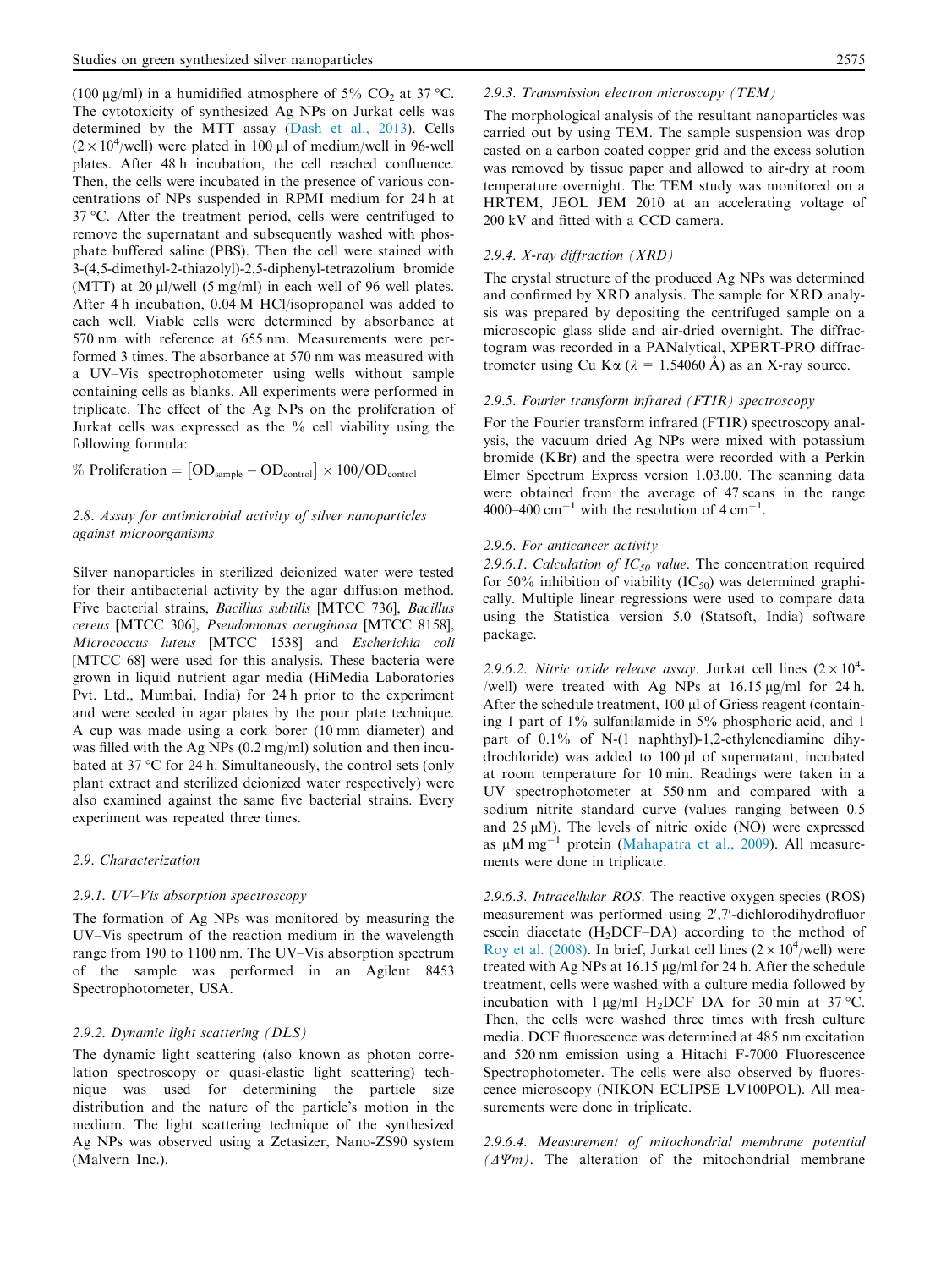(100 μg/ml) in a humidified atmosphere of 5% $CO_2$ at 37 °C. The cytotoxicity of synthesized Ag NPs on Jurkat cells was determined by the MTT assay (Dash et al., 2013). Cells ($2 \times 10^4$/well) were plated in 100 μl of medium/well in 96-well plates. After 48 h incubation, the cell reached confluence. Then, the cells were incubated in the presence of various concentrations of NPs suspended in RPMI medium for 24 h at 37 °C. After the treatment period, cells were centrifuged to remove the supernatant and subsequently washed with phosphate buffered saline (PBS). Then the cell were stained with 3-(4,5-dimethyl-2-thiazolyl)-2,5-diphenyl-tetrazolium bromide (MTT) at 20 μl/well (5 mg/ml) in each well of 96 well plates. After 4 h incubation, 0.04 M HCl/isopropanol was added to each well. Viable cells were determined by absorbance at 570 nm with reference at 655 nm. Measurements were performed 3 times. The absorbance at 570 nm was measured with a UV–Vis spectrophotometer using wells without sample containing cells as blanks. All experiments were performed in triplicate. The effect of the Ag NPs on the proliferation of Jurkat cells was expressed as the % cell viability using the following formula:

$$\% \text{ Proliferation} = [\text{OD}_{\text{sample}} - \text{OD}_{\text{control}}] \times 100/\text{OD}_{\text{control}}$$

### 2.8. Assay for antimicrobial activity of silver nanoparticles against microorganisms

Silver nanoparticles in sterilized deionized water were tested for their antibacterial activity by the agar diffusion method. Five bacterial strains, *Bacillus subtilis* [MTCC 736], *Bacillus cereus* [MTCC 306], *Pseudomonas aeruginosa* [MTCC 8158], *Micrococcus luteus* [MTCC 1538] and *Escherichia coli* [MTCC 68] were used for this analysis. These bacteria were grown in liquid nutrient agar media (HiMedia Laboratories Pvt. Ltd., Mumbai, India) for 24 h prior to the experiment and were seeded in agar plates by the pour plate technique. A cup was made using a cork borer (10 mm diameter) and was filled with the Ag NPs (0.2 mg/ml) solution and then incubated at 37 °C for 24 h. Simultaneously, the control sets (only plant extract and sterilized deionized water respectively) were also examined against the same five bacterial strains. Every experiment was repeated three times.

### 2.9. Characterization

#### 2.9.1. UV–Vis absorption spectroscopy

The formation of Ag NPs was monitored by measuring the UV–Vis spectrum of the reaction medium in the wavelength range from 190 to 1100 nm. The UV–Vis absorption spectrum of the sample was performed in an Agilent 8453 Spectrophotometer, USA.

#### 2.9.2. Dynamic light scattering (DLS)

The dynamic light scattering (also known as photon correlation spectroscopy or quasi-elastic light scattering) technique was used for determining the particle size distribution and the nature of the particle's motion in the medium. The light scattering technique of the synthesized Ag NPs was observed using a Zetasizer, Nano-ZS90 system (Malvern Inc.).

#### 2.9.3. Transmission electron microscopy (TEM)

The morphological analysis of the resultant nanoparticles was carried out by using TEM. The sample suspension was drop casted on a carbon coated copper grid and the excess solution was removed by tissue paper and allowed to air-dry at room temperature overnight. The TEM study was monitored on a HRTEM, JEOL JEM 2010 at an accelerating voltage of 200 kV and fitted with a CCD camera.

#### 2.9.4. X-ray diffraction (XRD)

The crystal structure of the produced Ag NPs was determined and confirmed by XRD analysis. The sample for XRD analysis was prepared by depositing the centrifuged sample on a microscopic glass slide and air-dried overnight. The diffractogram was recorded in a PANalytical, XPERT-PRO diffractrometer using Cu Kα ($\lambda$ = 1.54060 Å) as an X-ray source.

#### 2.9.5. Fourier transform infrared (FTIR) spectroscopy

For the Fourier transform infrared (FTIR) spectroscopy analysis, the vacuum dried Ag NPs were mixed with potassium bromide (KBr) and the spectra were recorded with a Perkin Elmer Spectrum Express version 1.03.00. The scanning data were obtained from the average of 47 scans in the range 4000–400 $cm^{-1}$ with the resolution of 4 $cm^{-1}$.

#### 2.9.6. For anticancer activity

2.9.6.1. *Calculation of $IC_{50}$ value*. The concentration required for 50% inhibition of viability ($IC_{50}$) was determined graphically. Multiple linear regressions were used to compare data using the Statistica version 5.0 (Statsoft, India) software package.

2.9.6.2. *Nitric oxide release assay*. Jurkat cell lines ($2 \times 10^4$/well) were treated with Ag NPs at 16.15 μg/ml for 24 h. After the schedule treatment, 100 μl of Griess reagent (containing 1 part of 1% sulfanilamide in 5% phosphoric acid, and 1 part of 0.1% of N-(1 naphthyl)-1,2-ethylenediamine dihydrochloride) was added to 100 μl of supernatant, incubated at room temperature for 10 min. Readings were taken in a UV spectrophotometer at 550 nm and compared with a sodium nitrite standard curve (values ranging between 0.5 and 25 μM). The levels of nitric oxide (NO) were expressed as μM $mg^{-1}$ protein (Mahapatra et al., 2009). All measurements were done in triplicate.

2.9.6.3. *Intracellular ROS*. The reactive oxygen species (ROS) measurement was performed using 2′,7′-dichlorodihydrofluorescein diacetate ($H_2$DCF–DA) according to the method of Roy et al. (2008). In brief, Jurkat cell lines ($2 \times 10^4$/well) were treated with Ag NPs at 16.15 μg/ml for 24 h. After the schedule treatment, cells were washed with a culture media followed by incubation with 1 μg/ml $H_2$DCF–DA for 30 min at 37 °C. Then, the cells were washed three times with fresh culture media. DCF fluorescence was determined at 485 nm excitation and 520 nm emission using a Hitachi F-7000 Fluorescence Spectrophotometer. The cells were also observed by fluorescence microscopy (NIKON ECLIPSE LV100POL). All measurements were done in triplicate.

2.9.6.4. *Measurement of mitochondrial membrane potential ($\Delta\Psi m$)*. The alteration of the mitochondrial membrane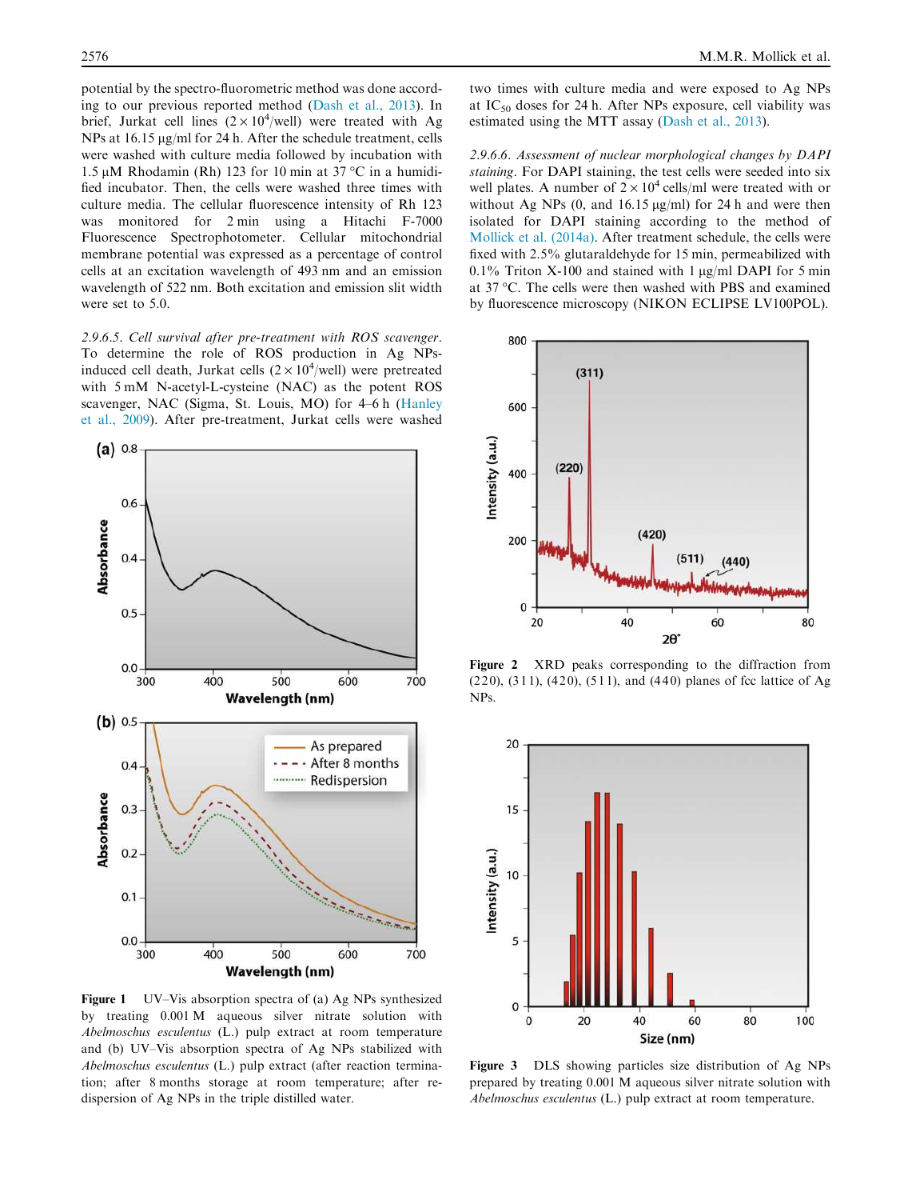potential by the spectro-fluorometric method was done according to our previous reported method (Dash et al., 2013). In brief, Jurkat cell lines ($2 \times 10^4$/well) were treated with Ag NPs at 16.15 μg/ml for 24 h. After the schedule treatment, cells were washed with culture media followed by incubation with 1.5 μM Rhodamin (Rh) 123 for 10 min at 37 °C in a humidified incubator. Then, the cells were washed three times with culture media. The cellular fluorescence intensity of Rh 123 was monitored for 2 min using a Hitachi F-7000 Fluorescence Spectrophotometer. Cellular mitochondrial membrane potential was expressed as a percentage of control cells at an excitation wavelength of 493 nm and an emission wavelength of 522 nm. Both excitation and emission slit width were set to 5.0.

*2.9.6.5. Cell survival after pre-treatment with ROS scavenger.* To determine the role of ROS production in Ag NPs-induced cell death, Jurkat cells ($2 \times 10^4$/well) were pretreated with 5 mM N-acetyl-L-cysteine (NAC) as the potent ROS scavenger, NAC (Sigma, St. Louis, MO) for 4–6 h (Hanley et al., 2009). After pre-treatment, Jurkat cells were washed two times with culture media and were exposed to Ag NPs at $IC_{50}$ doses for 24 h. After NPs exposure, cell viability was estimated using the MTT assay (Dash et al., 2013).

*2.9.6.6. Assessment of nuclear morphological changes by DAPI staining.* For DAPI staining, the test cells were seeded into six well plates. A number of $2 \times 10^4$ cells/ml were treated with or without Ag NPs (0, and 16.15 μg/ml) for 24 h and were then isolated for DAPI staining according to the method of Mollick et al. (2014a). After treatment schedule, the cells were fixed with 2.5% glutaraldehyde for 15 min, permeabilized with 0.1% Triton X-100 and stained with 1 μg/ml DAPI for 5 min at 37 °C. The cells were then washed with PBS and examined by fluorescence microscopy (NIKON ECLIPSE LV100POL).

**Figure 1** UV–Vis absorption spectra of (a) Ag NPs synthesized by treating 0.001 M aqueous silver nitrate solution with *Abelmoschus esculentus* (L.) pulp extract at room temperature and (b) UV–Vis absorption spectra of Ag NPs stabilized with *Abelmoschus esculentus* (L.) pulp extract (after reaction termination; after 8 months storage at room temperature; after re-dispersion of Ag NPs in the triple distilled water.

**Figure 2** XRD peaks corresponding to the diffraction from (220), (311), (420), (511), and (440) planes of fcc lattice of Ag NPs.

**Figure 3** DLS showing particles size distribution of Ag NPs prepared by treating 0.001 M aqueous silver nitrate solution with *Abelmoschus esculentus* (L.) pulp extract at room temperature.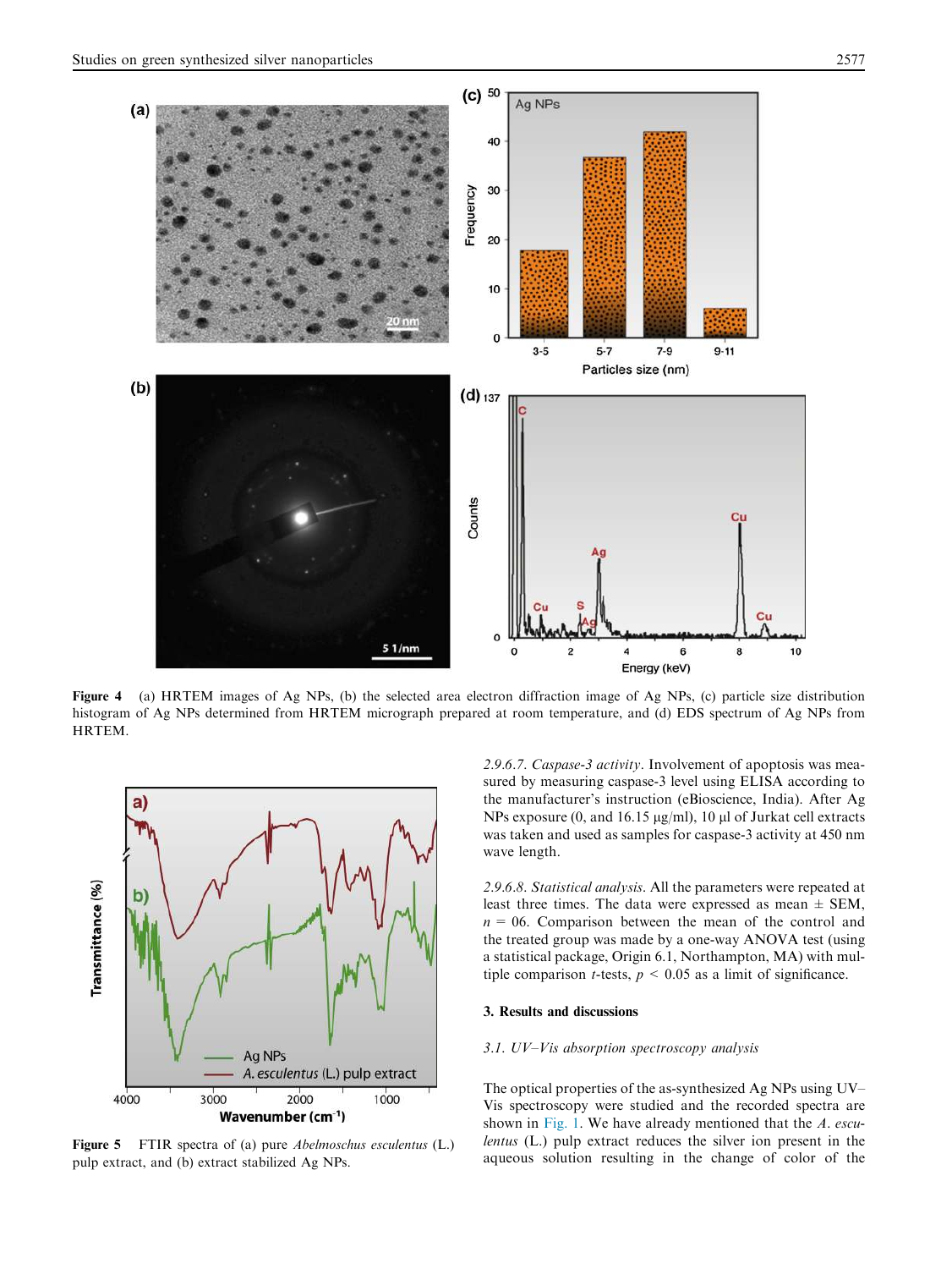**Figure 4** (a) HRTEM images of Ag NPs, (b) the selected area electron diffraction image of Ag NPs, (c) particle size distribution histogram of Ag NPs determined from HRTEM micrograph prepared at room temperature, and (d) EDS spectrum of Ag NPs from HRTEM.

**Figure 5** FTIR spectra of (a) pure *Abelmoschus esculentus* (L.) pulp extract, and (b) extract stabilized Ag NPs.

*2.9.6.7. Caspase-3 activity*. Involvement of apoptosis was measured by measuring caspase-3 level using ELISA according to the manufacturer's instruction (eBioscience, India). After Ag NPs exposure (0, and 16.15 μg/ml), 10 μl of Jurkat cell extracts was taken and used as samples for caspase-3 activity at 450 nm wave length.

*2.9.6.8. Statistical analysis*. All the parameters were repeated at least three times. The data were expressed as mean ± SEM, $n = 06$. Comparison between the mean of the control and the treated group was made by a one-way ANOVA test (using a statistical package, Origin 6.1, Northampton, MA) with multiple comparison *t*-tests, $p < 0.05$ as a limit of significance.

## 3. Results and discussions

### 3.1. UV–Vis absorption spectroscopy analysis

The optical properties of the as-synthesized Ag NPs using UV–Vis spectroscopy were studied and the recorded spectra are shown in Fig. 1. We have already mentioned that the *A. esculentus* (L.) pulp extract reduces the silver ion present in the aqueous solution resulting in the change of color of the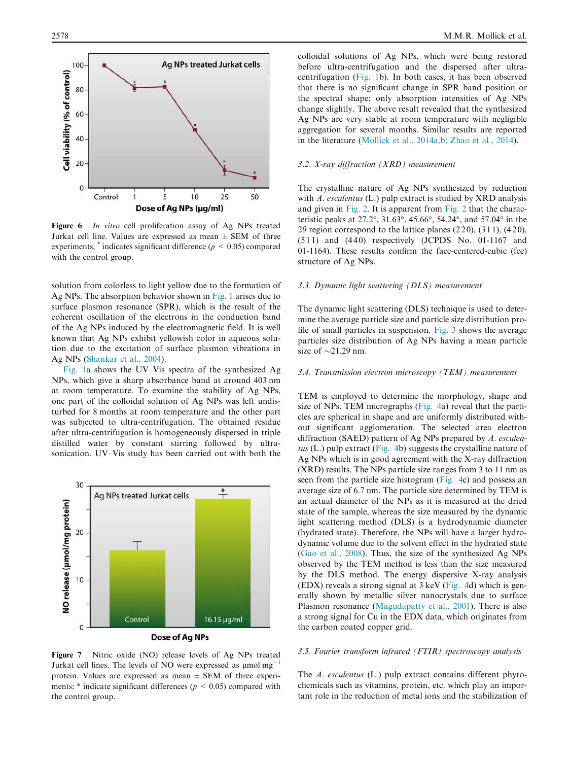Figure 6 *In vitro* cell proliferation assay of Ag NPs treated Jurkat cell line. Values are expressed as mean ± SEM of three experiments; * indicates significant difference ($p < 0.05$) compared with the control group.

solution from colorless to light yellow due to the formation of Ag NPs. The absorption behavior shown in Fig. 1 arises due to surface plasmon resonance (SPR), which is the result of the coherent oscillation of the electrons in the conduction band of the Ag NPs induced by the electromagnetic field. It is well known that Ag NPs exhibit yellowish color in aqueous solution due to the excitation of surface plasmon vibrations in Ag NPs (Shankar et al., 2004).

Fig. 1a shows the UV–Vis spectra of the synthesized Ag NPs, which give a sharp absorbance band at around 403 nm at room temperature. To examine the stability of Ag NPs, one part of the colloidal solution of Ag NPs was left undisturbed for 8 months at room temperature and the other part was subjected to ultra-centrifugation. The obtained residue after ultra-centrifugation is homogeneously dispersed in triple distilled water by constant stirring followed by ultra-sonication. UV–Vis study has been carried out with both the colloidal solutions of Ag NPs, which were being restored before ultra-centrifugation and the dispersed after ultra-centrifugation (Fig. 1b). In both cases, it has been observed that there is no significant change in SPR band position or the spectral shape; only absorption intensities of Ag NPs change slightly. The above result revealed that the synthesized Ag NPs are very stable at room temperature with negligible aggregation for several months. Similar results are reported in the literature (Mollick et al., 2014a,b; Zhao et al., 2014).

Figure 7 Nitric oxide (NO) release levels of Ag NPs treated Jurkat cell lines. The levels of NO were expressed as μmol $mg^{-1}$ protein. Values are expressed as mean ± SEM of three experiments; * indicate significant differences ($p < 0.05$) compared with the control group.

### 3.2. X-ray diffraction (XRD) measurement

The crystalline nature of Ag NPs synthesized by reduction with *A. esculentus* (L.) pulp extract is studied by XRD analysis and given in Fig. 2. It is apparent from Fig. 2 that the characteristic peaks at 27.2°, 31.63°, 45.66°, 54.24°, and 57.04° in the 2$\theta$ region correspond to the lattice planes (220), (311), (420), (511) and (440) respectively (JCPDS No. 01-1167 and 01-1164). These results confirm the face-centered-cubic (fcc) structure of Ag NPs.

### 3.3. Dynamic light scattering (DLS) measurement

The dynamic light scattering (DLS) technique is used to determine the average particle size and particle size distribution profile of small particles in suspension. Fig. 3 shows the average particles size distribution of Ag NPs having a mean particle size of ~21.29 nm.

### 3.4. Transmission electron microscopy (TEM) measurement

TEM is employed to determine the morphology, shape and size of NPs. TEM micrographs (Fig. 4a) reveal that the particles are spherical in shape and are uniformly distributed without significant agglomeration. The selected area electron diffraction (SAED) pattern of Ag NPs prepared by *A. esculentus* (L.) pulp extract (Fig. 4b) suggests the crystalline nature of Ag NPs which is in good agreement with the X-ray diffraction (XRD) results. The NPs particle size ranges from 3 to 11 nm as seen from the particle size histogram (Fig. 4c) and possess an average size of 6.7 nm. The particle size determined by TEM is an actual diameter of the NPs as it is measured at the dried state of the sample, whereas the size measured by the dynamic light scattering method (DLS) is a hydrodynamic diameter (hydrated state). Therefore, the NPs will have a larger hydrodynamic volume due to the solvent effect in the hydrated state (Gao et al., 2008). Thus, the size of the synthesized Ag NPs observed by the TEM method is less than the size measured by the DLS method. The energy dispersive X-ray analysis (EDX) reveals a strong signal at 3 keV (Fig. 4d) which is generally shown by metallic silver nanocrystals due to surface Plasmon resonance (Magudapatty et al., 2001). There is also a strong signal for Cu in the EDX data, which originates from the carbon coated copper grid.

### 3.5. Fourier transform infrared (FTIR) spectroscopy analysis

The *A. esculentus* (L.) pulp extract contains different phytochemicals such as vitamins, protein, etc. which play an important role in the reduction of metal ions and the stabilization of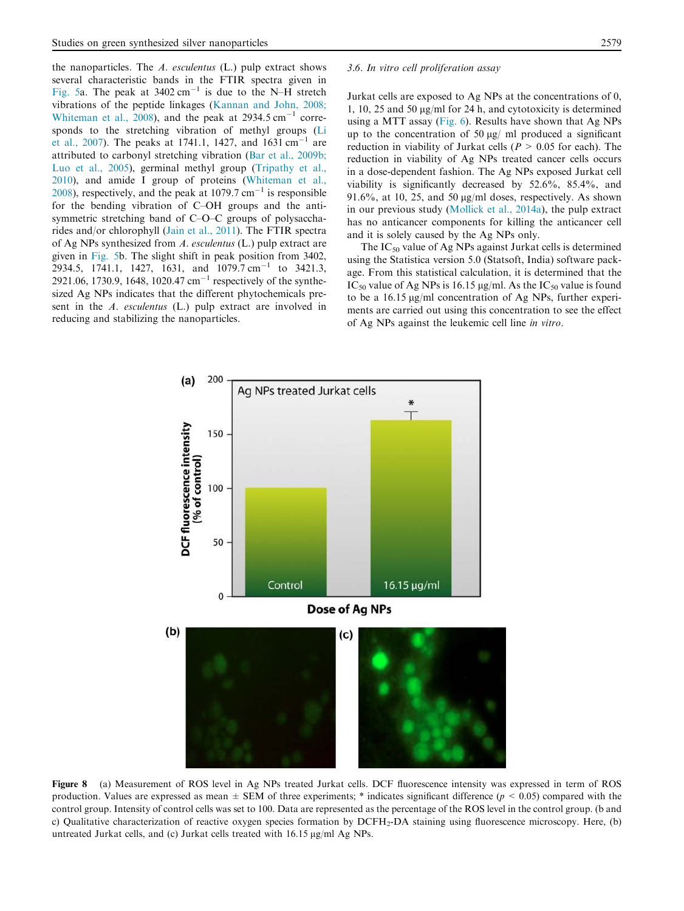the nanoparticles. The *A. esculentus* (L.) pulp extract shows several characteristic bands in the FTIR spectra given in Fig. 5a. The peak at 3402 $cm^{-1}$ is due to the N–H stretch vibrations of the peptide linkages (Kannan and John, 2008; Whiteman et al., 2008), and the peak at 2934.5 $cm^{-1}$ corresponds to the stretching vibration of methyl groups (Li et al., 2007). The peaks at 1741.1, 1427, and 1631 $cm^{-1}$ are attributed to carbonyl stretching vibration (Bar et al., 2009b; Luo et al., 2005), germinal methyl group (Tripathy et al., 2010), and amide I group of proteins (Whiteman et al., 2008), respectively, and the peak at 1079.7 $cm^{-1}$ is responsible for the bending vibration of C–OH groups and the antisymmetric stretching band of C–O–C groups of polysaccharides and/or chlorophyll (Jain et al., 2011). The FTIR spectra of Ag NPs synthesized from *A. esculentus* (L.) pulp extract are given in Fig. 5b. The slight shift in peak position from 3402, 2934.5, 1741.1, 1427, 1631, and 1079.7 $cm^{-1}$ to 3421.3, 2921.06, 1730.9, 1648, 1020.47 $cm^{-1}$ respectively of the synthesized Ag NPs indicates that the different phytochemicals present in the *A. esculentus* (L.) pulp extract are involved in reducing and stabilizing the nanoparticles.

### 3.6. In vitro cell proliferation assay

Jurkat cells are exposed to Ag NPs at the concentrations of 0, 1, 10, 25 and 50 μg/ml for 24 h, and cytotoxicity is determined using a MTT assay (Fig. 6). Results have shown that Ag NPs up to the concentration of 50 μg/ ml produced a significant reduction in viability of Jurkat cells ($P > 0.05$ for each). The reduction in viability of Ag NPs treated cancer cells occurs in a dose-dependent fashion. The Ag NPs exposed Jurkat cell viability is significantly decreased by 52.6%, 85.4%, and 91.6%, at 10, 25, and 50 μg/ml doses, respectively. As shown in our previous study (Mollick et al., 2014a), the pulp extract has no anticancer components for killing the anticancer cell and it is solely caused by the Ag NPs only.

The $IC_{50}$ value of Ag NPs against Jurkat cells is determined using the Statistica version 5.0 (Statsoft, India) software package. From this statistical calculation, it is determined that the $IC_{50}$ value of Ag NPs is 16.15 μg/ml. As the $IC_{50}$ value is found to be a 16.15 μg/ml concentration of Ag NPs, further experiments are carried out using this concentration to see the effect of Ag NPs against the leukemic cell line *in vitro*.

**Figure 8** (a) Measurement of ROS level in Ag NPs treated Jurkat cells. DCF fluorescence intensity was expressed in term of ROS production. Values are expressed as mean ± SEM of three experiments; * indicates significant difference ($p < 0.05$) compared with the control group. Intensity of control cells was set to 100. Data are represented as the percentage of the ROS level in the control group. (b and c) Qualitative characterization of reactive oxygen species formation by $DCFH_2$-DA staining using fluorescence microscopy. Here, (b) untreated Jurkat cells, and (c) Jurkat cells treated with 16.15 μg/ml Ag NPs.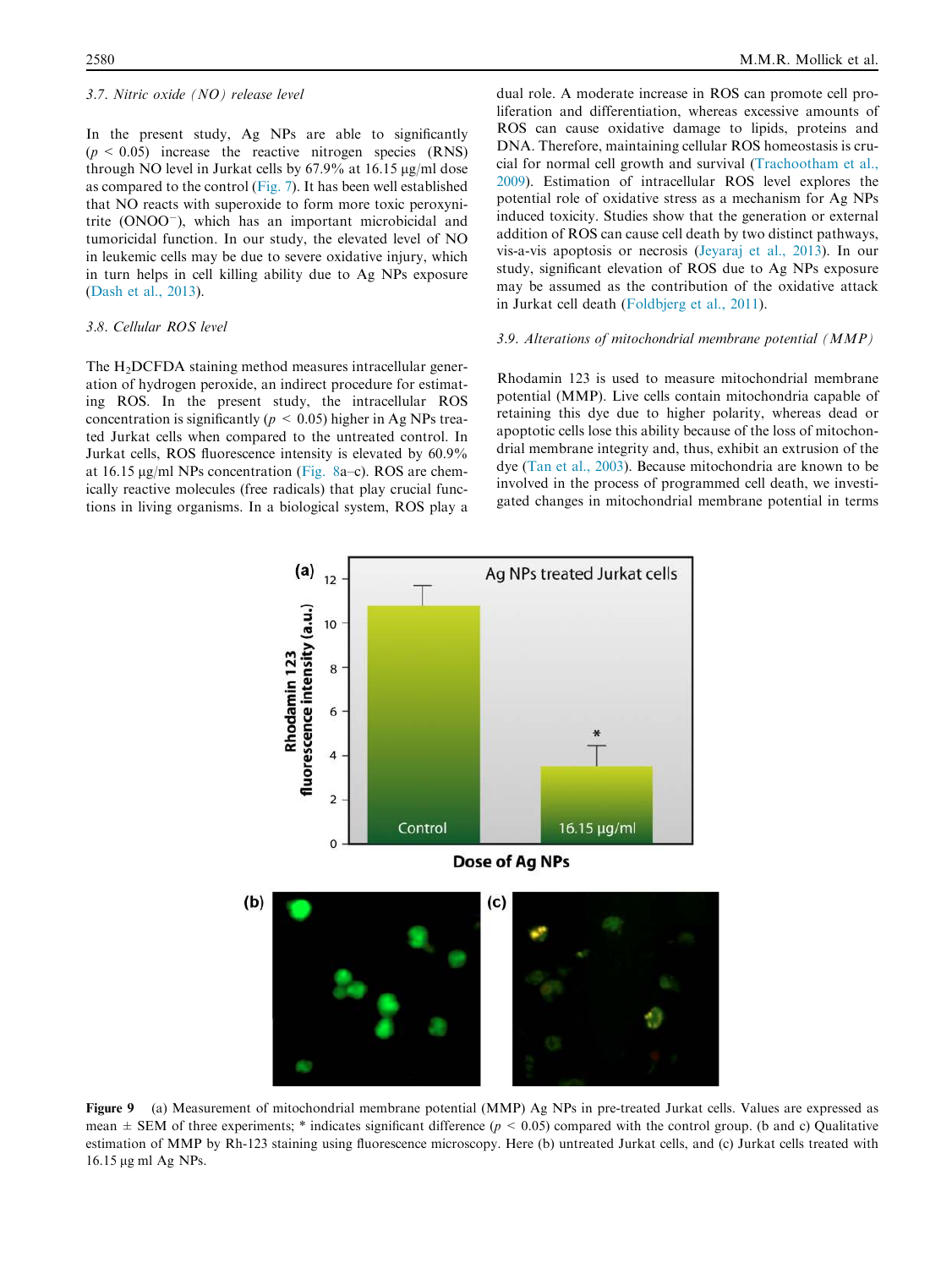### 3.7. Nitric oxide (NO) release level

In the present study, Ag NPs are able to significantly ($p < 0.05$) increase the reactive nitrogen species (RNS) through NO level in Jurkat cells by 67.9% at 16.15 μg/ml dose as compared to the control (Fig. 7). It has been well established that NO reacts with superoxide to form more toxic peroxynitrite ($ONOO^-$), which has an important microbicidal and tumoricidal function. In our study, the elevated level of NO in leukemic cells may be due to severe oxidative injury, which in turn helps in cell killing ability due to Ag NPs exposure (Dash et al., 2013).

### 3.8. Cellular ROS level

The $H_2DCFDA$ staining method measures intracellular generation of hydrogen peroxide, an indirect procedure for estimating ROS. In the present study, the intracellular ROS concentration is significantly ($p < 0.05$) higher in Ag NPs treated Jurkat cells when compared to the untreated control. In Jurkat cells, ROS fluorescence intensity is elevated by 60.9% at 16.15 μg/ml NPs concentration (Fig. 8a–c). ROS are chemically reactive molecules (free radicals) that play crucial functions in living organisms. In a biological system, ROS play a dual role. A moderate increase in ROS can promote cell proliferation and differentiation, whereas excessive amounts of ROS can cause oxidative damage to lipids, proteins and DNA. Therefore, maintaining cellular ROS homeostasis is crucial for normal cell growth and survival (Trachootham et al., 2009). Estimation of intracellular ROS level explores the potential role of oxidative stress as a mechanism for Ag NPs induced toxicity. Studies show that the generation or external addition of ROS can cause cell death by two distinct pathways, vis-a-vis apoptosis or necrosis (Jeyaraj et al., 2013). In our study, significant elevation of ROS due to Ag NPs exposure may be assumed as the contribution of the oxidative attack in Jurkat cell death (Foldbjerg et al., 2011).

### 3.9. Alterations of mitochondrial membrane potential (MMP)

Rhodamin 123 is used to measure mitochondrial membrane potential (MMP). Live cells contain mitochondria capable of retaining this dye due to higher polarity, whereas dead or apoptotic cells lose this ability because of the loss of mitochondrial membrane integrity and, thus, exhibit an extrusion of the dye (Tan et al., 2003). Because mitochondria are known to be involved in the process of programmed cell death, we investigated changes in mitochondrial membrane potential in terms

**Figure 9** (a) Measurement of mitochondrial membrane potential (MMP) Ag NPs in pre-treated Jurkat cells. Values are expressed as mean ± SEM of three experiments; * indicates significant difference ($p < 0.05$) compared with the control group. (b and c) Qualitative estimation of MMP by Rh-123 staining using fluorescence microscopy. Here (b) untreated Jurkat cells, and (c) Jurkat cells treated with 16.15 μg ml Ag NPs.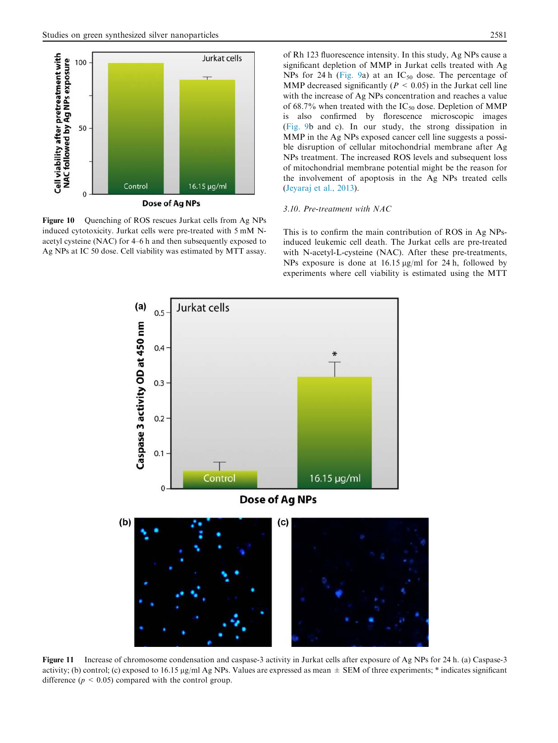Figure 10 Quenching of ROS rescues Jurkat cells from Ag NPs induced cytotoxicity. Jurkat cells were pre-treated with 5 mM N-acetyl cysteine (NAC) for 4–6 h and then subsequently exposed to Ag NPs at IC 50 dose. Cell viability was estimated by MTT assay.

of Rh 123 fluorescence intensity. In this study, Ag NPs cause a significant depletion of MMP in Jurkat cells treated with Ag NPs for 24 h (Fig. 9a) at an $IC_{50}$ dose. The percentage of MMP decreased significantly ($P < 0.05$) in the Jurkat cell line with the increase of Ag NPs concentration and reaches a value of 68.7% when treated with the $IC_{50}$ dose. Depletion of MMP is also confirmed by florescence microscopic images (Fig. 9b and c). In our study, the strong dissipation in MMP in the Ag NPs exposed cancer cell line suggests a possible disruption of cellular mitochondrial membrane after Ag NPs treatment. The increased ROS levels and subsequent loss of mitochondrial membrane potential might be the reason for the involvement of apoptosis in the Ag NPs treated cells (Jeyaraj et al., 2013).

### *3.10. Pre-treatment with NAC*

This is to confirm the main contribution of ROS in Ag NPs-induced leukemic cell death. The Jurkat cells are pre-treated with N-acetyl-L-cysteine (NAC). After these pre-treatments, NPs exposure is done at 16.15 μg/ml for 24 h, followed by experiments where cell viability is estimated using the MTT

Figure 11 Increase of chromosome condensation and caspase-3 activity in Jurkat cells after exposure of Ag NPs for 24 h. (a) Caspase-3 activity; (b) control; (c) exposed to 16.15 μg/ml Ag NPs. Values are expressed as mean ± SEM of three experiments; * indicates significant difference ($p < 0.05$) compared with the control group.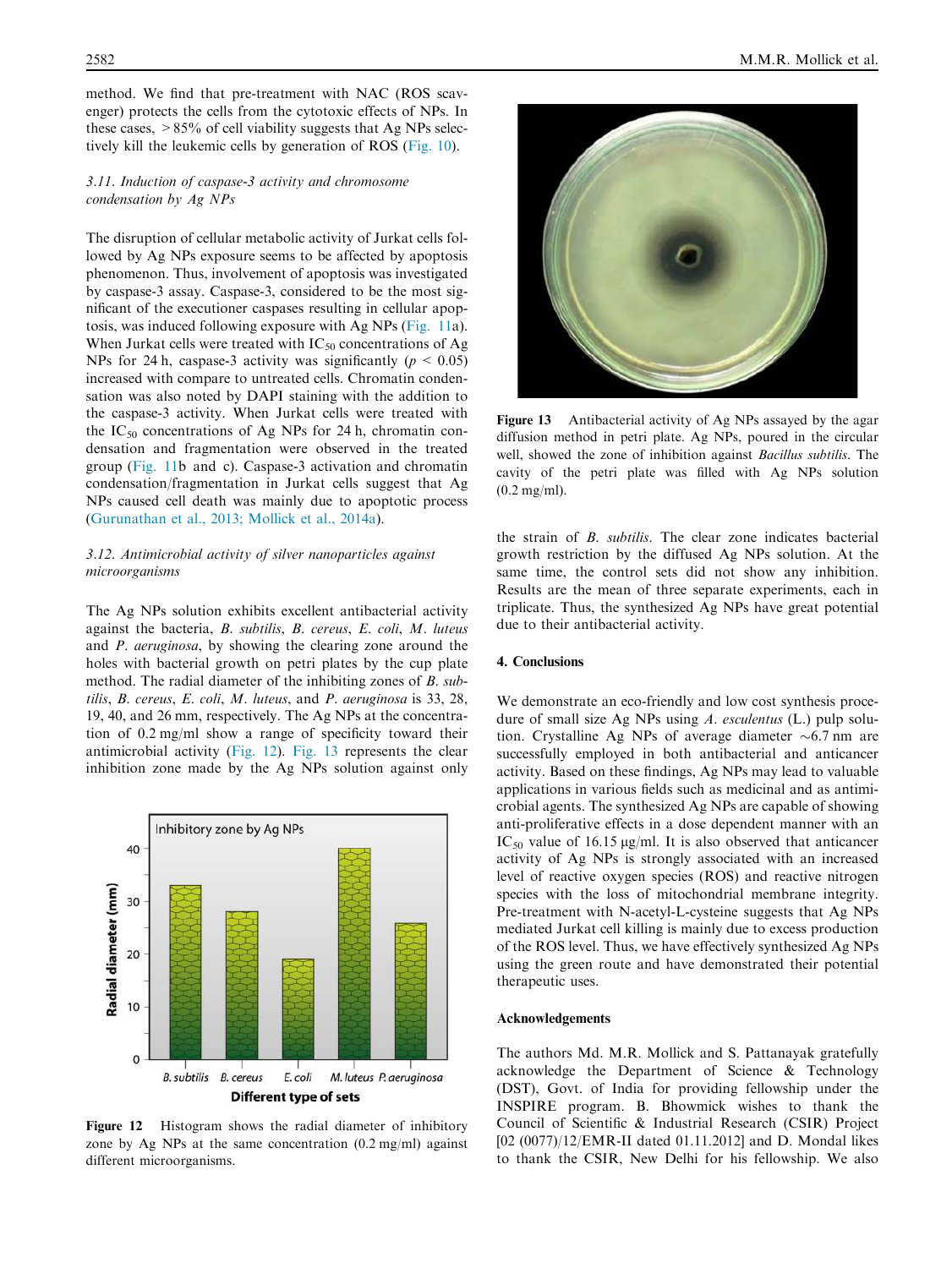method. We find that pre-treatment with NAC (ROS scavenger) protects the cells from the cytotoxic effects of NPs. In these cases, >85% of cell viability suggests that Ag NPs selectively kill the leukemic cells by generation of ROS (Fig. 10).

### 3.11. Induction of caspase-3 activity and chromosome condensation by Ag NPs

The disruption of cellular metabolic activity of Jurkat cells followed by Ag NPs exposure seems to be affected by apoptosis phenomenon. Thus, involvement of apoptosis was investigated by caspase-3 assay. Caspase-3, considered to be the most significant of the executioner caspases resulting in cellular apoptosis, was induced following exposure with Ag NPs (Fig. 11a). When Jurkat cells were treated with $IC_{50}$ concentrations of Ag NPs for 24 h, caspase-3 activity was significantly ($p < 0.05$) increased with compare to untreated cells. Chromatin condensation was also noted by DAPI staining with the addition to the caspase-3 activity. When Jurkat cells were treated with the $IC_{50}$ concentrations of Ag NPs for 24 h, chromatin condensation and fragmentation were observed in the treated group (Fig. 11b and c). Caspase-3 activation and chromatin condensation/fragmentation in Jurkat cells suggest that Ag NPs caused cell death was mainly due to apoptotic process (Gurunathan et al., 2013; Mollick et al., 2014a).

### 3.12. Antimicrobial activity of silver nanoparticles against microorganisms

The Ag NPs solution exhibits excellent antibacterial activity against the bacteria, *B. subtilis*, *B. cereus*, *E. coli*, *M. luteus* and *P. aeruginosa*, by showing the clearing zone around the holes with bacterial growth on petri plates by the cup plate method. The radial diameter of the inhibiting zones of *B. subtilis*, *B. cereus*, *E. coli*, *M. luteus*, and *P. aeruginosa* is 33, 28, 19, 40, and 26 mm, respectively. The Ag NPs at the concentration of 0.2 mg/ml show a range of specificity toward their antimicrobial activity (Fig. 12). Fig. 13 represents the clear inhibition zone made by the Ag NPs solution against only the strain of *B. subtilis*. The clear zone indicates bacterial growth restriction by the diffused Ag NPs solution. At the same time, the control sets did not show any inhibition. Results are the mean of three separate experiments, each in triplicate. Thus, the synthesized Ag NPs have great potential due to their antibacterial activity.

**Figure 12** Histogram shows the radial diameter of inhibitory zone by Ag NPs at the same concentration (0.2 mg/ml) against different microorganisms.

**Figure 13** Antibacterial activity of Ag NPs assayed by the agar diffusion method in petri plate. Ag NPs, poured in the circular well, showed the zone of inhibition against *Bacillus subtilis*. The cavity of the petri plate was filled with Ag NPs solution (0.2 mg/ml).

## 4. Conclusions

We demonstrate an eco-friendly and low cost synthesis procedure of small size Ag NPs using *A. esculentus* (L.) pulp solution. Crystalline Ag NPs of average diameter ~6.7 nm are successfully employed in both antibacterial and anticancer activity. Based on these findings, Ag NPs may lead to valuable applications in various fields such as medicinal and as antimicrobial agents. The synthesized Ag NPs are capable of showing anti-proliferative effects in a dose dependent manner with an $IC_{50}$ value of 16.15 μg/ml. It is also observed that anticancer activity of Ag NPs is strongly associated with an increased level of reactive oxygen species (ROS) and reactive nitrogen species with the loss of mitochondrial membrane integrity. Pre-treatment with N-acetyl-L-cysteine suggests that Ag NPs mediated Jurkat cell killing is mainly due to excess production of the ROS level. Thus, we have effectively synthesized Ag NPs using the green route and have demonstrated their potential therapeutic uses.

## Acknowledgements

The authors Md. M.R. Mollick and S. Pattanayak gratefully acknowledge the Department of Science & Technology (DST), Govt. of India for providing fellowship under the INSPIRE program. B. Bhowmick wishes to thank the Council of Scientific & Industrial Research (CSIR) Project [02 (0077)/12/EMR-II dated 01.11.2012] and D. Mondal likes to thank the CSIR, New Delhi for his fellowship. We also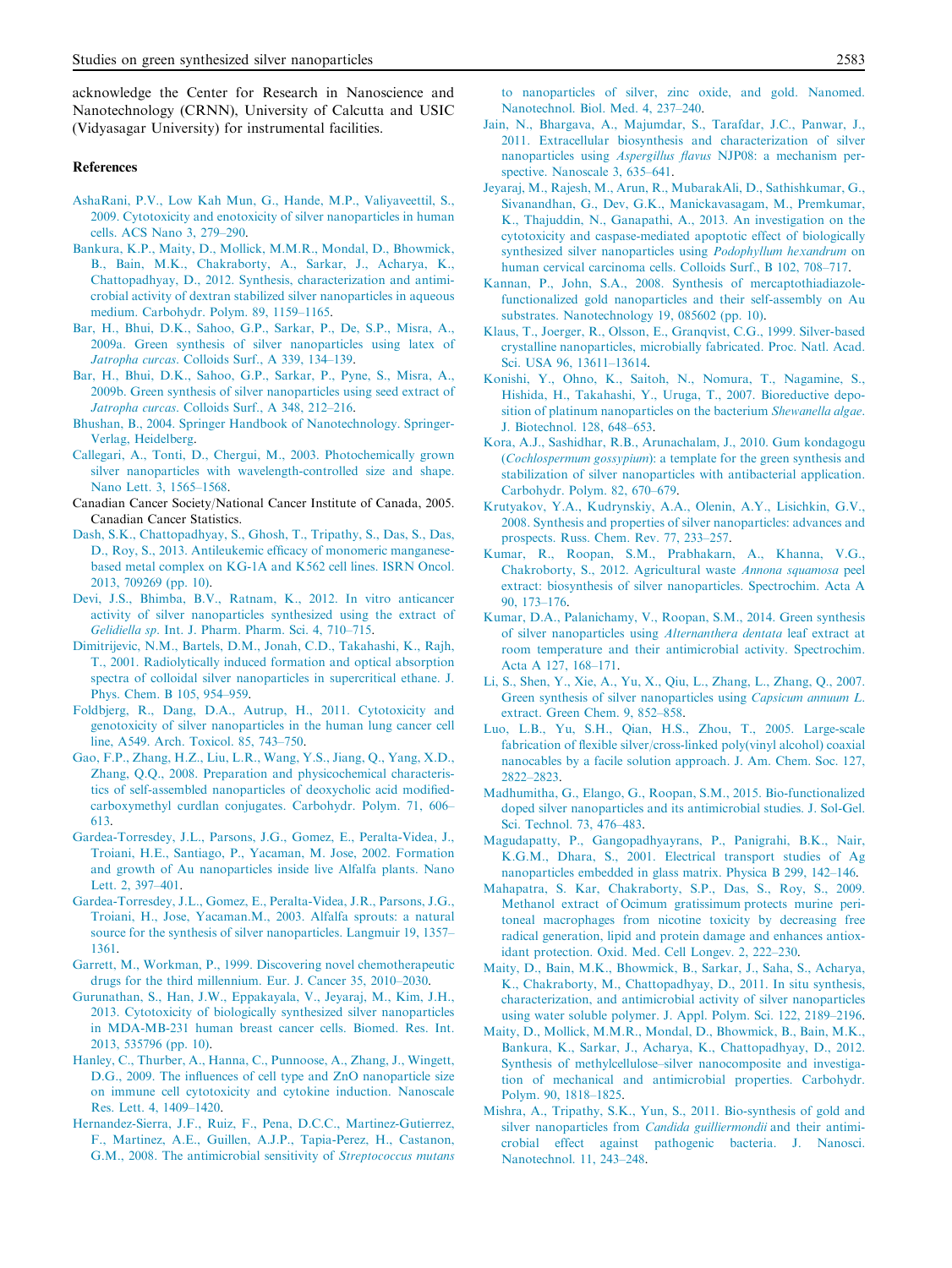acknowledge the Center for Research in Nanoscience and Nanotechnology (CRNN), University of Calcutta and USIC (Vidyasagar University) for instrumental facilities.

## References

AshaRani, P.V., Low Kah Mun, G., Hande, M.P., Valiyaveettil, S., 2009. Cytotoxicity and enotoxicity of silver nanoparticles in human cells. ACS Nano 3, 279–290.

Bankura, K.P., Maity, D., Mollick, M.M.R., Mondal, D., Bhowmick, B., Bain, M.K., Chakraborty, A., Sarkar, J., Acharya, K., Chattopadhyay, D., 2012. Synthesis, characterization and antimicrobial activity of dextran stabilized silver nanoparticles in aqueous medium. Carbohydr. Polym. 89, 1159–1165.

Bar, H., Bhui, D.K., Sahoo, G.P., Sarkar, P., De, S.P., Misra, A., 2009a. Green synthesis of silver nanoparticles using latex of *Jatropha curcas*. Colloids Surf., A 339, 134–139.

Bar, H., Bhui, D.K., Sahoo, G.P., Sarkar, P., Pyne, S., Misra, A., 2009b. Green synthesis of silver nanoparticles using seed extract of *Jatropha curcas*. Colloids Surf., A 348, 212–216.

Bhushan, B., 2004. Springer Handbook of Nanotechnology. Springer-Verlag, Heidelberg.

Callegari, A., Tonti, D., Chergui, M., 2003. Photochemically grown silver nanoparticles with wavelength-controlled size and shape. Nano Lett. 3, 1565–1568.

Canadian Cancer Society/National Cancer Institute of Canada, 2005. Canadian Cancer Statistics.

Dash, S.K., Chattopadhyay, S., Ghosh, T., Tripathy, S., Das, S., Das, D., Roy, S., 2013. Antileukemic efficacy of monomeric manganese-based metal complex on KG-1A and K562 cell lines. ISRN Oncol. 2013, 709269 (pp. 10).

Devi, J.S., Bhimba, B.V., Ratnam, K., 2012. In vitro anticancer activity of silver nanoparticles synthesized using the extract of *Gelidiella sp*. Int. J. Pharm. Pharm. Sci. 4, 710–715.

Dimitrijevic, N.M., Bartels, D.M., Jonah, C.D., Takahashi, K., Rajh, T., 2001. Radiolytically induced formation and optical absorption spectra of colloidal silver nanoparticles in supercritical ethane. J. Phys. Chem. B 105, 954–959.

Foldbjerg, R., Dang, D.A., Autrup, H., 2011. Cytotoxicity and genotoxicity of silver nanoparticles in the human lung cancer cell line, A549. Arch. Toxicol. 85, 743–750.

Gao, F.P., Zhang, H.Z., Liu, L.R., Wang, Y.S., Jiang, Q., Yang, X.D., Zhang, Q.Q., 2008. Preparation and physicochemical characteristics of self-assembled nanoparticles of deoxycholic acid modified-carboxymethyl curdlan conjugates. Carbohydr. Polym. 71, 606–613.

Gardea-Torresdey, J.L., Parsons, J.G., Gomez, E., Peralta-Videa, J., Troiani, H.E., Santiago, P., Yacaman, M. Jose, 2002. Formation and growth of Au nanoparticles inside live Alfalfa plants. Nano Lett. 2, 397–401.

Gardea-Torresdey, J.L., Gomez, E., Peralta-Videa, J.R., Parsons, J.G., Troiani, H., Jose, Yacaman.M., 2003. Alfalfa sprouts: a natural source for the synthesis of silver nanoparticles. Langmuir 19, 1357–1361.

Garrett, M., Workman, P., 1999. Discovering novel chemotherapeutic drugs for the third millennium. Eur. J. Cancer 35, 2010–2030.

Gurunathan, S., Han, J.W., Eppakayala, V., Jeyaraj, M., Kim, J.H., 2013. Cytotoxicity of biologically synthesized silver nanoparticles in MDA-MB-231 human breast cancer cells. Biomed. Res. Int. 2013, 535796 (pp. 10).

Hanley, C., Thurber, A., Hanna, C., Punnoose, A., Zhang, J., Wingett, D.G., 2009. The influences of cell type and ZnO nanoparticle size on immune cell cytotoxicity and cytokine induction. Nanoscale Res. Lett. 4, 1409–1420.

Hernandez-Sierra, J.F., Ruiz, F., Pena, D.C.C., Martinez-Gutierrez, F., Martinez, A.E., Guillen, A.J.P., Tapia-Perez, H., Castanon, G.M., 2008. The antimicrobial sensitivity of *Streptococcus mutans* to nanoparticles of silver, zinc oxide, and gold. Nanomed. Nanotechnol. Biol. Med. 4, 237–240.

Jain, N., Bhargava, A., Majumdar, S., Tarafdar, J.C., Panwar, J., 2011. Extracellular biosynthesis and characterization of silver nanoparticles using *Aspergillus flavus* NJP08: a mechanism perspective. Nanoscale 3, 635–641.

Jeyaraj, M., Rajesh, M., Arun, R., MubarakAli, D., Sathishkumar, G., Sivanandhan, G., Dev, G.K., Manickavasagam, M., Premkumar, K., Thajuddin, N., Ganapathi, A., 2013. An investigation on the cytotoxicity and caspase-mediated apoptotic effect of biologically synthesized silver nanoparticles using *Podophyllum hexandrum* on human cervical carcinoma cells. Colloids Surf., B 102, 708–717.

Kannan, P., John, S.A., 2008. Synthesis of mercaptothiadiazole-functionalized gold nanoparticles and their self-assembly on Au substrates. Nanotechnology 19, 085602 (pp. 10).

Klaus, T., Joerger, R., Olsson, E., Granqvist, C.G., 1999. Silver-based crystalline nanoparticles, microbially fabricated. Proc. Natl. Acad. Sci. USA 96, 13611–13614.

Konishi, Y., Ohno, K., Saitoh, N., Nomura, T., Nagamine, S., Hishida, H., Takahashi, Y., Uruga, T., 2007. Bioreductive deposition of platinum nanoparticles on the bacterium *Shewanella algae*. J. Biotechnol. 128, 648–653.

Kora, A.J., Sashidhar, R.B., Arunachalam, J., 2010. Gum kondagogu (*Cochlospermum gossypium*): a template for the green synthesis and stabilization of silver nanoparticles with antibacterial application. Carbohydr. Polym. 82, 670–679.

Krutyakov, Y.A., Kudrynskiy, A.A., Olenin, A.Y., Lisichkin, G.V., 2008. Synthesis and properties of silver nanoparticles: advances and prospects. Russ. Chem. Rev. 77, 233–257.

Kumar, R., Roopan, S.M., Prabhakarn, A., Khanna, V.G., Chakroborty, S., 2012. Agricultural waste *Annona squamosa* peel extract: biosynthesis of silver nanoparticles. Spectrochim. Acta A 90, 173–176.

Kumar, D.A., Palanichamy, V., Roopan, S.M., 2014. Green synthesis of silver nanoparticles using *Alternanthera dentata* leaf extract at room temperature and their antimicrobial activity. Spectrochim. Acta A 127, 168–171.

Li, S., Shen, Y., Xie, A., Yu, X., Qiu, L., Zhang, L., Zhang, Q., 2007. Green synthesis of silver nanoparticles using *Capsicum annuum L.* extract. Green Chem. 9, 852–858.

Luo, L.B., Yu, S.H., Qian, H.S., Zhou, T., 2005. Large-scale fabrication of flexible silver/cross-linked poly(vinyl alcohol) coaxial nanocables by a facile solution approach. J. Am. Chem. Soc. 127, 2822–2823.

Madhumitha, G., Elango, G., Roopan, S.M., 2015. Bio-functionalized doped silver nanoparticles and its antimicrobial studies. J. Sol-Gel. Sci. Technol. 73, 476–483.

Magudapatty, P., Gangopadhyayrans, P., Panigrahi, B.K., Nair, K.G.M., Dhara, S., 2001. Electrical transport studies of Ag nanoparticles embedded in glass matrix. Physica B 299, 142–146.

Mahapatra, S. Kar, Chakraborty, S.P., Das, S., Roy, S., 2009. Methanol extract of Ocimum gratissimum protects murine peritoneal macrophages from nicotine toxicity by decreasing free radical generation, lipid and protein damage and enhances antioxidant protection. Oxid. Med. Cell Longev. 2, 222–230.

Maity, D., Bain, M.K., Bhowmick, B., Sarkar, J., Saha, S., Acharya, K., Chakraborty, M., Chattopadhyay, D., 2011. In situ synthesis, characterization, and antimicrobial activity of silver nanoparticles using water soluble polymer. J. Appl. Polym. Sci. 122, 2189–2196.

Maity, D., Mollick, M.M.R., Mondal, D., Bhowmick, B., Bain, M.K., Bankura, K., Sarkar, J., Acharya, K., Chattopadhyay, D., 2012. Synthesis of methylcellulose–silver nanocomposite and investigation of mechanical and antimicrobial properties. Carbohydr. Polym. 90, 1818–1825.

Mishra, A., Tripathy, S.K., Yun, S., 2011. Bio-synthesis of gold and silver nanoparticles from *Candida guilliermondii* and their antimicrobial effect against pathogenic bacteria. J. Nanosci. Nanotechnol. 11, 243–248.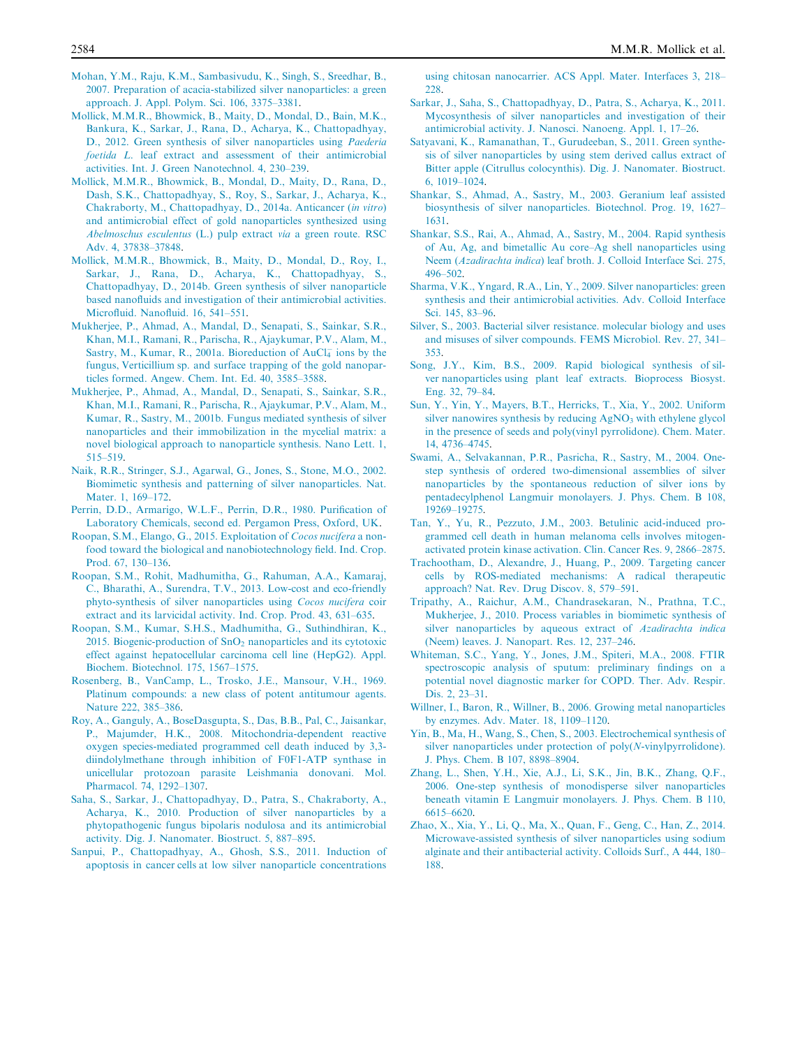Mohan, Y.M., Raju, K.M., Sambasivudu, K., Singh, S., Sreedhar, B., 2007. Preparation of acacia-stabilized silver nanoparticles: a green approach. J. Appl. Polym. Sci. 106, 3375–3381.

Mollick, M.M.R., Bhowmick, B., Maity, D., Mondal, D., Bain, M.K., Bankura, K., Sarkar, J., Rana, D., Acharya, K., Chattopadhyay, D., 2012. Green synthesis of silver nanoparticles using *Paederia foetida L.* leaf extract and assessment of their antimicrobial activities. Int. J. Green Nanotechnol. 4, 230–239.

Mollick, M.M.R., Bhowmick, B., Mondal, D., Maity, D., Rana, D., Dash, S.K., Chattopadhyay, S., Roy, S., Sarkar, J., Acharya, K., Chakraborty, M., Chattopadhyay, D., 2014a. Anticancer (*in vitro*) and antimicrobial effect of gold nanoparticles synthesized using *Abelmoschus esculentus* (L.) pulp extract *via* a green route. RSC Adv. 4, 37838–37848.

Mollick, M.M.R., Bhowmick, B., Maity, D., Mondal, D., Roy, I., Sarkar, J., Rana, D., Acharya, K., Chattopadhyay, S., Chattopadhyay, D., 2014b. Green synthesis of silver nanoparticle based nanofluids and investigation of their antimicrobial activities. Microfluid. Nanofluid. 16, 541–551.

Mukherjee, P., Ahmad, A., Mandal, D., Senapati, S., Sainkar, S.R., Khan, M.I., Ramani, R., Parischa, R., Ajaykumar, P.V., Alam, M., Sastry, M., Kumar, R., 2001a. Bioreduction of $AuCl_4^-$ ions by the fungus, Verticillium sp. and surface trapping of the gold nanoparticles formed. Angew. Chem. Int. Ed. 40, 3585–3588.

Mukherjee, P., Ahmad, A., Mandal, D., Senapati, S., Sainkar, S.R., Khan, M.I., Ramani, R., Parischa, R., Ajaykumar, P.V., Alam, M., Kumar, R., Sastry, M., 2001b. Fungus mediated synthesis of silver nanoparticles and their immobilization in the mycelial matrix: a novel biological approach to nanoparticle synthesis. Nano Lett. 1, 515–519.

Naik, R.R., Stringer, S.J., Agarwal, G., Jones, S., Stone, M.O., 2002. Biomimetic synthesis and patterning of silver nanoparticles. Nat. Mater. 1, 169–172.

Perrin, D.D., Armarigo, W.L.F., Perrin, D.R., 1980. Purification of Laboratory Chemicals, second ed. Pergamon Press, Oxford, UK.

Roopan, S.M., Elango, G., 2015. Exploitation of *Cocos nucifera* a non-food toward the biological and nanobiotechnology field. Ind. Crop. Prod. 67, 130–136.

Roopan, S.M., Rohit, Madhumitha, G., Rahuman, A.A., Kamaraj, C., Bharathi, A., Surendra, T.V., 2013. Low-cost and eco-friendly phyto-synthesis of silver nanoparticles using *Cocos nucifera* coir extract and its larvicidal activity. Ind. Crop. Prod. 43, 631–635.

Roopan, S.M., Kumar, S.H.S., Madhumitha, G., Suthindhiran, K., 2015. Biogenic-production of $SnO_2$ nanoparticles and its cytotoxic effect against hepatocellular carcinoma cell line (HepG2). Appl. Biochem. Biotechnol. 175, 1567–1575.

Rosenberg, B., VanCamp, L., Trosko, J.E., Mansour, V.H., 1969. Platinum compounds: a new class of potent antitumour agents. Nature 222, 385–386.

Roy, A., Ganguly, A., BoseDasgupta, S., Das, B.B., Pal, C., Jaisankar, P., Majumder, H.K., 2008. Mitochondria-dependent reactive oxygen species-mediated programmed cell death induced by 3,3-diindolylmethane through inhibition of F0F1-ATP synthase in unicellular protozoan parasite Leishmania donovani. Mol. Pharmacol. 74, 1292–1307.

Saha, S., Sarkar, J., Chattopadhyay, D., Patra, S., Chakraborty, A., Acharya, K., 2010. Production of silver nanoparticles by a phytopathogenic fungus bipolaris nodulosa and its antimicrobial activity. Dig. J. Nanomater. Biostruct. 5, 887–895.

Sanpui, P., Chattopadhyay, A., Ghosh, S.S., 2011. Induction of apoptosis in cancer cells at low silver nanoparticle concentrations using chitosan nanocarrier. ACS Appl. Mater. Interfaces 3, 218–228.

Sarkar, J., Saha, S., Chattopadhyay, D., Patra, S., Acharya, K., 2011. Mycosynthesis of silver nanoparticles and investigation of their antimicrobial activity. J. Nanosci. Nanoeng. Appl. 1, 17–26.

Satyavani, K., Ramanathan, T., Gurudeeban, S., 2011. Green synthesis of silver nanoparticles by using stem derived callus extract of Bitter apple (Citrullus colocynthis). Dig. J. Nanomater. Biostruct. 6, 1019–1024.

Shankar, S., Ahmad, A., Sastry, M., 2003. Geranium leaf assisted biosynthesis of silver nanoparticles. Biotechnol. Prog. 19, 1627–1631.

Shankar, S.S., Rai, A., Ahmad, A., Sastry, M., 2004. Rapid synthesis of Au, Ag, and bimetallic Au core–Ag shell nanoparticles using Neem (*Azadirachta indica*) leaf broth. J. Colloid Interface Sci. 275, 496–502.

Sharma, V.K., Yngard, R.A., Lin, Y., 2009. Silver nanoparticles: green synthesis and their antimicrobial activities. Adv. Colloid Interface Sci. 145, 83–96.

Silver, S., 2003. Bacterial silver resistance. molecular biology and uses and misuses of silver compounds. FEMS Microbiol. Rev. 27, 341–353.

Song, J.Y., Kim, B.S., 2009. Rapid biological synthesis of silver nanoparticles using plant leaf extracts. Bioprocess Biosyst. Eng. 32, 79–84.

Sun, Y., Yin, Y., Mayers, B.T., Herricks, T., Xia, Y., 2002. Uniform silver nanowires synthesis by reducing $AgNO_3$ with ethylene glycol in the presence of seeds and poly(vinyl pyrrolidone). Chem. Mater. 14, 4736–4745.

Swami, A., Selvakannan, P.R., Pasricha, R., Sastry, M., 2004. One-step synthesis of ordered two-dimensional assemblies of silver nanoparticles by the spontaneous reduction of silver ions by pentadecylphenol Langmuir monolayers. J. Phys. Chem. B 108, 19269–19275.

Tan, Y., Yu, R., Pezzuto, J.M., 2003. Betulinic acid-induced programmed cell death in human melanoma cells involves mitogen-activated protein kinase activation. Clin. Cancer Res. 9, 2866–2875.

Trachootham, D., Alexandre, J., Huang, P., 2009. Targeting cancer cells by ROS-mediated mechanisms: A radical therapeutic approach? Nat. Rev. Drug Discov. 8, 579–591.

Tripathy, A., Raichur, A.M., Chandrasekaran, N., Prathna, T.C., Mukherjee, J., 2010. Process variables in biomimetic synthesis of silver nanoparticles by aqueous extract of *Azadirachta indica* (Neem) leaves. J. Nanopart. Res. 12, 237–246.

Whiteman, S.C., Yang, Y., Jones, J.M., Spiteri, M.A., 2008. FTIR spectroscopic analysis of sputum: preliminary findings on a potential novel diagnostic marker for COPD. Ther. Adv. Respir. Dis. 2, 23–31.

Willner, I., Baron, R., Willner, B., 2006. Growing metal nanoparticles by enzymes. Adv. Mater. 18, 1109–1120.

Yin, B., Ma, H., Wang, S., Chen, S., 2003. Electrochemical synthesis of silver nanoparticles under protection of poly(*N*-vinylpyrrolidone). J. Phys. Chem. B 107, 8898–8904.

Zhang, L., Shen, Y.H., Xie, A.J., Li, S.K., Jin, B.K., Zhang, Q.F., 2006. One-step synthesis of monodisperse silver nanoparticles beneath vitamin E Langmuir monolayers. J. Phys. Chem. B 110, 6615–6620.

Zhao, X., Xia, Y., Li, Q., Ma, X., Quan, F., Geng, C., Han, Z., 2014. Microwave-assisted synthesis of silver nanoparticles using sodium alginate and their antibacterial activity. Colloids Surf., A 444, 180–188.